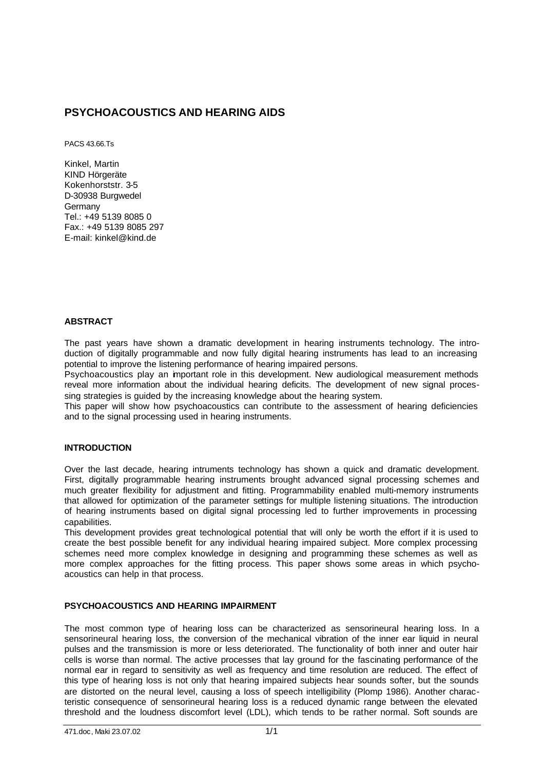# PSYCHOACOUSTICS AND HEARING AIDS

PACS 43.66.Ts

Kinkel, Martin
KIND Hörgeräte
Kokenhorststr. 3-5
D-30938 Burgwedel
Germany
Tel.: +49 5139 8085 0
Fax.: +49 5139 8085 297
E-mail: kinkel@kind.de

## ABSTRACT

The past years have shown a dramatic development in hearing instruments technology. The introduction of digitally programmable and now fully digital hearing instruments has lead to an increasing potential to improve the listening performance of hearing impaired persons.
Psychoacoustics play an important role in this development. New audiological measurement methods reveal more information about the individual hearing deficits. The development of new signal processing strategies is guided by the increasing knowledge about the hearing system.
This paper will show how psychoacoustics can contribute to the assessment of hearing deficiencies and to the signal processing used in hearing instruments.

## INTRODUCTION

Over the last decade, hearing intruments technology has shown a quick and dramatic development. First, digitally programmable hearing instruments brought advanced signal processing schemes and much greater flexibility for adjustment and fitting. Programmability enabled multi-memory instruments that allowed for optimization of the parameter settings for multiple listening situations. The introduction of hearing instruments based on digital signal processing led to further improvements in processing capabilities.
This development provides great technological potential that will only be worth the effort if it is used to create the best possible benefit for any individual hearing impaired subject. More complex processing schemes need more complex knowledge in designing and programming these schemes as well as more complex approaches for the fitting process. This paper shows some areas in which psychoacoustics can help in that process.

## PSYCHOACOUSTICS AND HEARING IMPAIRMENT

The most common type of hearing loss can be characterized as sensorineural hearing loss. In a sensorineural hearing loss, the conversion of the mechanical vibration of the inner ear liquid in neural pulses and the transmission is more or less deteriorated. The functionality of both inner and outer hair cells is worse than normal. The active processes that lay ground for the fascinating performance of the normal ear in regard to sensitivity as well as frequency and time resolution are reduced. The effect of this type of hearing loss is not only that hearing impaired subjects hear sounds softer, but the sounds are distorted on the neural level, causing a loss of speech intelligibility (Plomp 1986). Another characteristic consequence of sensorineural hearing loss is a reduced dynamic range between the elevated threshold and the loudness discomfort level (LDL), which tends to be rather normal. Soft sounds are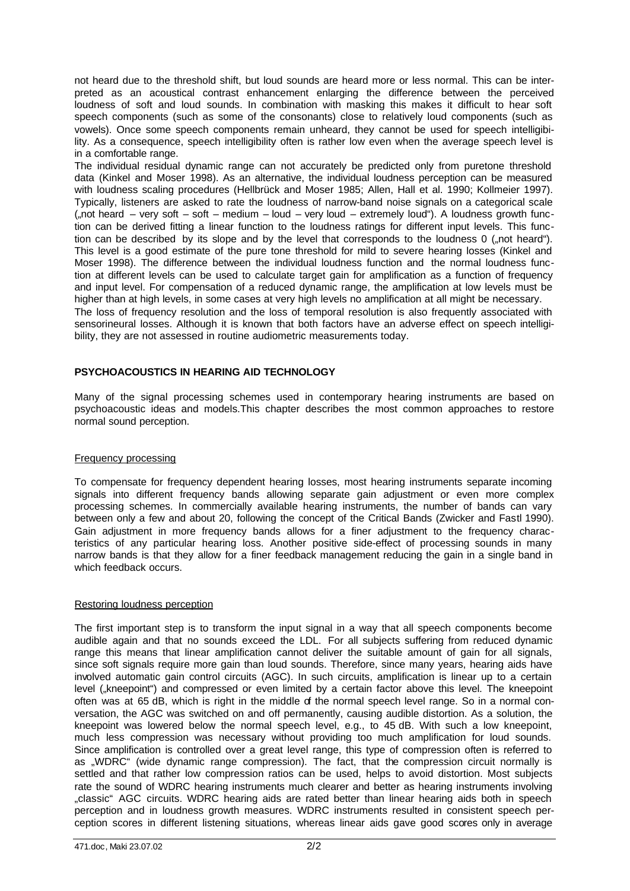not heard due to the threshold shift, but loud sounds are heard more or less normal. This can be interpreted as an acoustical contrast enhancement enlarging the difference between the perceived loudness of soft and loud sounds. In combination with masking this makes it difficult to hear soft speech components (such as some of the consonants) close to relatively loud components (such as vowels). Once some speech components remain unheard, they cannot be used for speech intelligibility. As a consequence, speech intelligibility often is rather low even when the average speech level is in a comfortable range.

The individual residual dynamic range can not accurately be predicted only from puretone threshold data (Kinkel and Moser 1998). As an alternative, the individual loudness perception can be measured with loudness scaling procedures (Hellbrück and Moser 1985; Allen, Hall et al. 1990; Kollmeier 1997). Typically, listeners are asked to rate the loudness of narrow-band noise signals on a categorical scale („not heard – very soft – soft – medium – loud – very loud – extremely loud"). A loudness growth function can be derived fitting a linear function to the loudness ratings for different input levels. This function can be described by its slope and by the level that corresponds to the loudness 0 („not heard"). This level is a good estimate of the pure tone threshold for mild to severe hearing losses (Kinkel and Moser 1998). The difference between the individual loudness function and the normal loudness function at different levels can be used to calculate target gain for amplification as a function of frequency and input level. For compensation of a reduced dynamic range, the amplification at low levels must be higher than at high levels, in some cases at very high levels no amplification at all might be necessary.

The loss of frequency resolution and the loss of temporal resolution is also frequently associated with sensorineural losses. Although it is known that both factors have an adverse effect on speech intelligibility, they are not assessed in routine audiometric measurements today.

## PSYCHOACOUSTICS IN HEARING AID TECHNOLOGY

Many of the signal processing schemes used in contemporary hearing instruments are based on psychoacoustic ideas and models.This chapter describes the most common approaches to restore normal sound perception.

### Frequency processing

To compensate for frequency dependent hearing losses, most hearing instruments separate incoming signals into different frequency bands allowing separate gain adjustment or even more complex processing schemes. In commercially available hearing instruments, the number of bands can vary between only a few and about 20, following the concept of the Critical Bands (Zwicker and Fastl 1990). Gain adjustment in more frequency bands allows for a finer adjustment to the frequency characteristics of any particular hearing loss. Another positive side-effect of processing sounds in many narrow bands is that they allow for a finer feedback management reducing the gain in a single band in which feedback occurs.

### Restoring loudness perception

The first important step is to transform the input signal in a way that all speech components become audible again and that no sounds exceed the LDL. For all subjects suffering from reduced dynamic range this means that linear amplification cannot deliver the suitable amount of gain for all signals, since soft signals require more gain than loud sounds. Therefore, since many years, hearing aids have involved automatic gain control circuits (AGC). In such circuits, amplification is linear up to a certain level („kneepoint") and compressed or even limited by a certain factor above this level. The kneepoint often was at 65 dB, which is right in the middle of the normal speech level range. So in a normal conversation, the AGC was switched on and off permanently, causing audible distortion. As a solution, the kneepoint was lowered below the normal speech level, e.g., to 45 dB. With such a low kneepoint, much less compression was necessary without providing too much amplification for loud sounds. Since amplification is controlled over a great level range, this type of compression often is referred to as „WDRC" (wide dynamic range compression). The fact, that the compression circuit normally is settled and that rather low compression ratios can be used, helps to avoid distortion. Most subjects rate the sound of WDRC hearing instruments much clearer and better as hearing instruments involving „classic" AGC circuits. WDRC hearing aids are rated better than linear hearing aids both in speech perception and in loudness growth measures. WDRC instruments resulted in consistent speech perception scores in different listening situations, whereas linear aids gave good scores only in average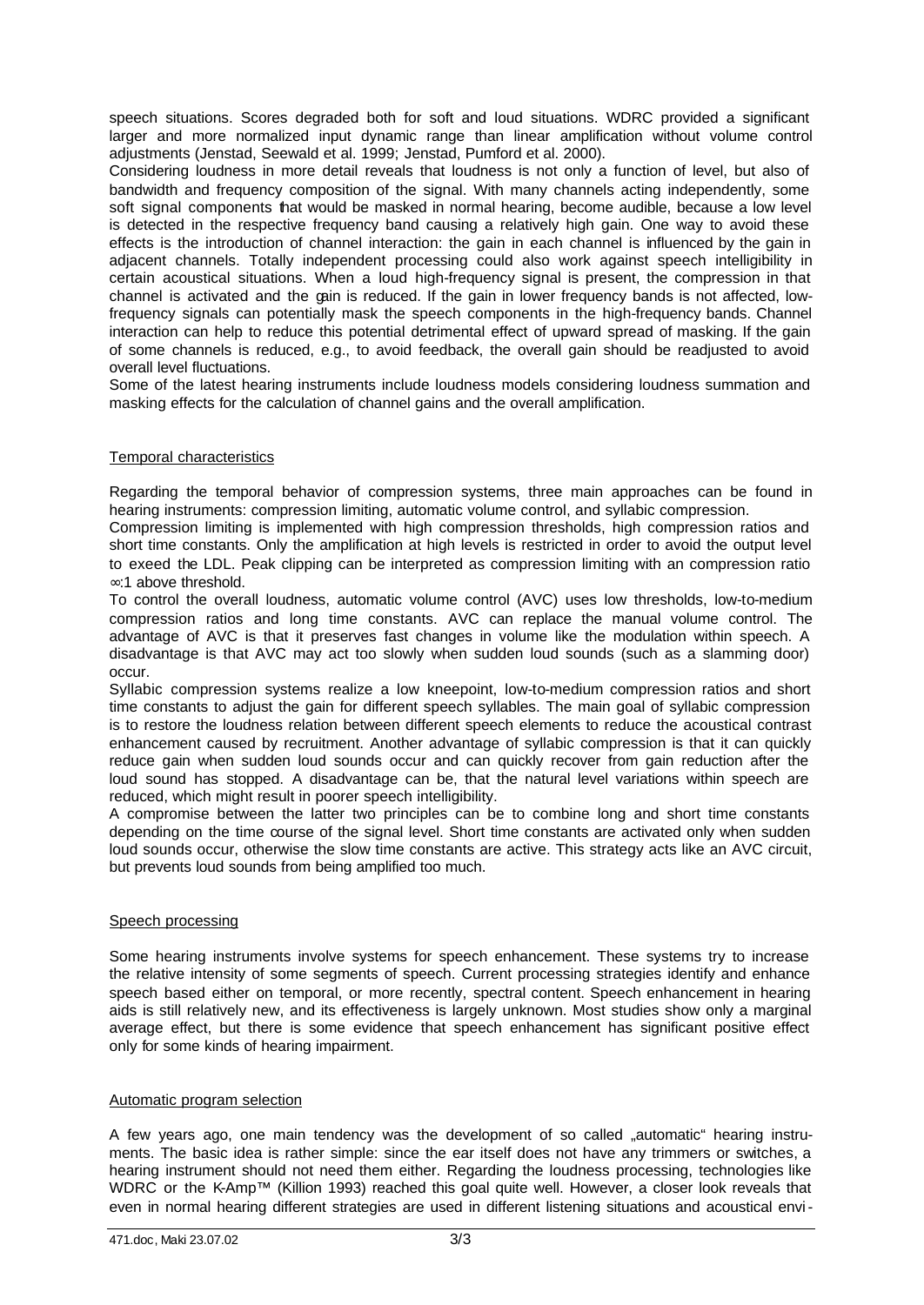speech situations. Scores degraded both for soft and loud situations. WDRC provided a significant larger and more normalized input dynamic range than linear amplification without volume control adjustments (Jenstad, Seewald et al. 1999; Jenstad, Pumford et al. 2000).

Considering loudness in more detail reveals that loudness is not only a function of level, but also of bandwidth and frequency composition of the signal. With many channels acting independently, some soft signal components that would be masked in normal hearing, become audible, because a low level is detected in the respective frequency band causing a relatively high gain. One way to avoid these effects is the introduction of channel interaction: the gain in each channel is influenced by the gain in adjacent channels. Totally independent processing could also work against speech intelligibility in certain acoustical situations. When a loud high-frequency signal is present, the compression in that channel is activated and the gain is reduced. If the gain in lower frequency bands is not affected, low-frequency signals can potentially mask the speech components in the high-frequency bands. Channel interaction can help to reduce this potential detrimental effect of upward spread of masking. If the gain of some channels is reduced, e.g., to avoid feedback, the overall gain should be readjusted to avoid overall level fluctuations.

Some of the latest hearing instruments include loudness models considering loudness summation and masking effects for the calculation of channel gains and the overall amplification.

## Temporal characteristics

Regarding the temporal behavior of compression systems, three main approaches can be found in hearing instruments: compression limiting, automatic volume control, and syllabic compression.

Compression limiting is implemented with high compression thresholds, high compression ratios and short time constants. Only the amplification at high levels is restricted in order to avoid the output level to exeed the LDL. Peak clipping can be interpreted as compression limiting with an compression ratio $\infty$:1 above threshold.

To control the overall loudness, automatic volume control (AVC) uses low thresholds, low-to-medium compression ratios and long time constants. AVC can replace the manual volume control. The advantage of AVC is that it preserves fast changes in volume like the modulation within speech. A disadvantage is that AVC may act too slowly when sudden loud sounds (such as a slamming door) occur.

Syllabic compression systems realize a low kneepoint, low-to-medium compression ratios and short time constants to adjust the gain for different speech syllables. The main goal of syllabic compression is to restore the loudness relation between different speech elements to reduce the acoustical contrast enhancement caused by recruitment. Another advantage of syllabic compression is that it can quickly reduce gain when sudden loud sounds occur and can quickly recover from gain reduction after the loud sound has stopped. A disadvantage can be, that the natural level variations within speech are reduced, which might result in poorer speech intelligibility.

A compromise between the latter two principles can be to combine long and short time constants depending on the time course of the signal level. Short time constants are activated only when sudden loud sounds occur, otherwise the slow time constants are active. This strategy acts like an AVC circuit, but prevents loud sounds from being amplified too much.

## Speech processing

Some hearing instruments involve systems for speech enhancement. These systems try to increase the relative intensity of some segments of speech. Current processing strategies identify and enhance speech based either on temporal, or more recently, spectral content. Speech enhancement in hearing aids is still relatively new, and its effectiveness is largely unknown. Most studies show only a marginal average effect, but there is some evidence that speech enhancement has significant positive effect only for some kinds of hearing impairment.

## Automatic program selection

A few years ago, one main tendency was the development of so called „automatic" hearing instruments. The basic idea is rather simple: since the ear itself does not have any trimmers or switches, a hearing instrument should not need them either. Regarding the loudness processing, technologies like WDRC or the K-Amp™ (Killion 1993) reached this goal quite well. However, a closer look reveals that even in normal hearing different strategies are used in different listening situations and acoustical envi-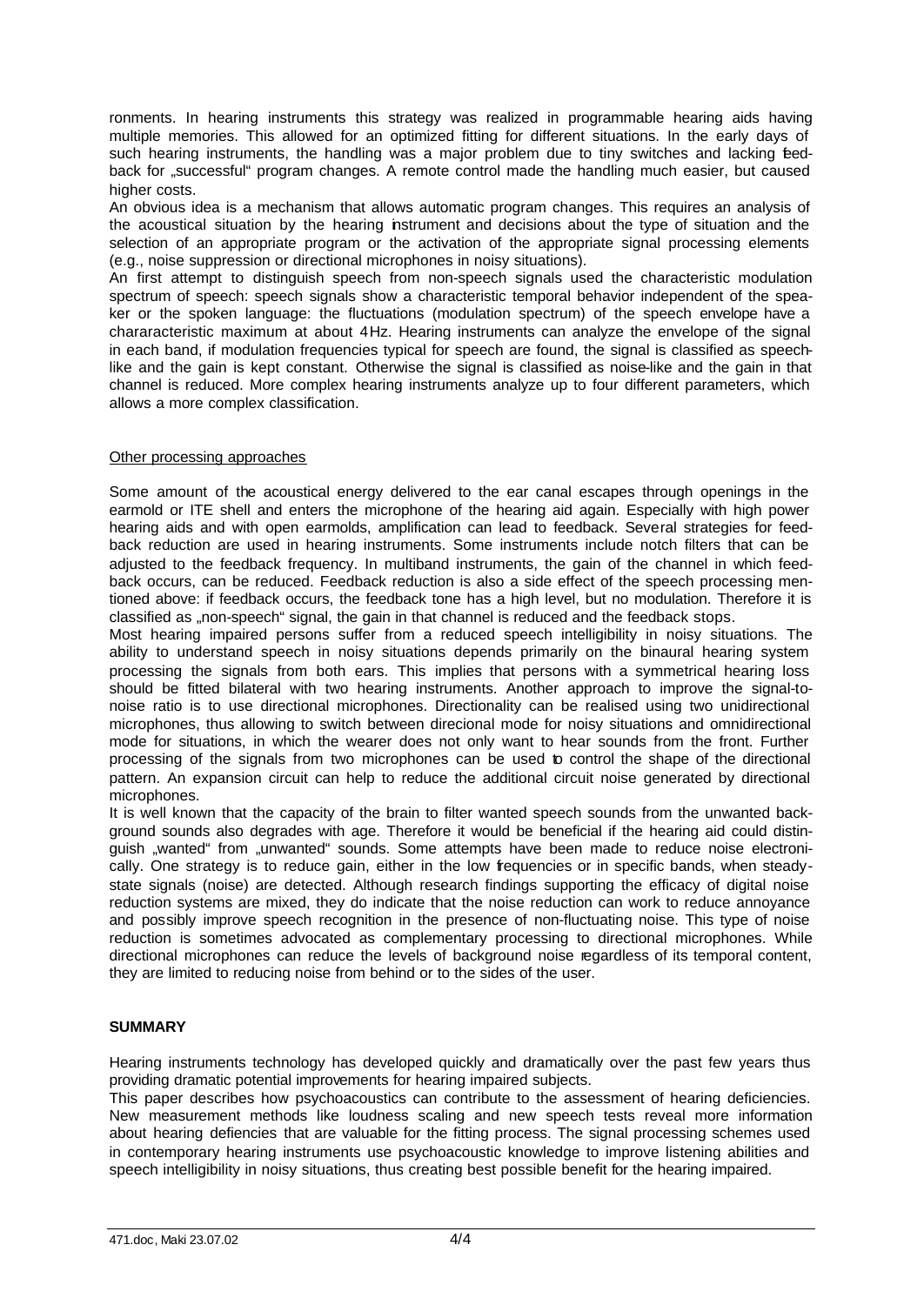ronments. In hearing instruments this strategy was realized in programmable hearing aids having multiple memories. This allowed for an optimized fitting for different situations. In the early days of such hearing instruments, the handling was a major problem due to tiny switches and lacking feedback for „successful" program changes. A remote control made the handling much easier, but caused higher costs.

An obvious idea is a mechanism that allows automatic program changes. This requires an analysis of the acoustical situation by the hearing instrument and decisions about the type of situation and the selection of an appropriate program or the activation of the appropriate signal processing elements (e.g., noise suppression or directional microphones in noisy situations).

An first attempt to distinguish speech from non-speech signals used the characteristic modulation spectrum of speech: speech signals show a characteristic temporal behavior independent of the speaker or the spoken language: the fluctuations (modulation spectrum) of the speech envelope have a charararacteristic maximum at about 4Hz. Hearing instruments can analyze the envelope of the signal in each band, if modulation frequencies typical for speech are found, the signal is classified as speech-like and the gain is kept constant. Otherwise the signal is classified as noise-like and the gain in that channel is reduced. More complex hearing instruments analyze up to four different parameters, which allows a more complex classification.

<u>Other processing approaches</u>

Some amount of the acoustical energy delivered to the ear canal escapes through openings in the earmold or ITE shell and enters the microphone of the hearing aid again. Especially with high power hearing aids and with open earmolds, amplification can lead to feedback. Several strategies for feedback reduction are used in hearing instruments. Some instruments include notch filters that can be adjusted to the feedback frequency. In multiband instruments, the gain of the channel in which feedback occurs, can be reduced. Feedback reduction is also a side effect of the speech processing mentioned above: if feedback occurs, the feedback tone has a high level, but no modulation. Therefore it is classified as „non-speech" signal, the gain in that channel is reduced and the feedback stops.

Most hearing impaired persons suffer from a reduced speech intelligibility in noisy situations. The ability to understand speech in noisy situations depends primarily on the binaural hearing system processing the signals from both ears. This implies that persons with a symmetrical hearing loss should be fitted bilateral with two hearing instruments. Another approach to improve the signal-to-noise ratio is to use directional microphones. Directionality can be realised using two unidirectional microphones, thus allowing to switch between direcional mode for noisy situations and omnidirectional mode for situations, in which the wearer does not only want to hear sounds from the front. Further processing of the signals from two microphones can be used to control the shape of the directional pattern. An expansion circuit can help to reduce the additional circuit noise generated by directional microphones.

It is well known that the capacity of the brain to filter wanted speech sounds from the unwanted background sounds also degrades with age. Therefore it would be beneficial if the hearing aid could distinguish „wanted" from „unwanted" sounds. Some attempts have been made to reduce noise electronically. One strategy is to reduce gain, either in the low frequencies or in specific bands, when steady-state signals (noise) are detected. Although research findings supporting the efficacy of digital noise reduction systems are mixed, they do indicate that the noise reduction can work to reduce annoyance and possibly improve speech recognition in the presence of non-fluctuating noise. This type of noise reduction is sometimes advocated as complementary processing to directional microphones. While directional microphones can reduce the levels of background noise regardless of its temporal content, they are limited to reducing noise from behind or to the sides of the user.

## SUMMARY

Hearing instruments technology has developed quickly and dramatically over the past few years thus providing dramatic potential improvements for hearing impaired subjects.

This paper describes how psychoacoustics can contribute to the assessment of hearing deficiencies. New measurement methods like loudness scaling and new speech tests reveal more information about hearing defiencies that are valuable for the fitting process. The signal processing schemes used in contemporary hearing instruments use psychoacoustic knowledge to improve listening abilities and speech intelligibility in noisy situations, thus creating best possible benefit for the hearing impaired.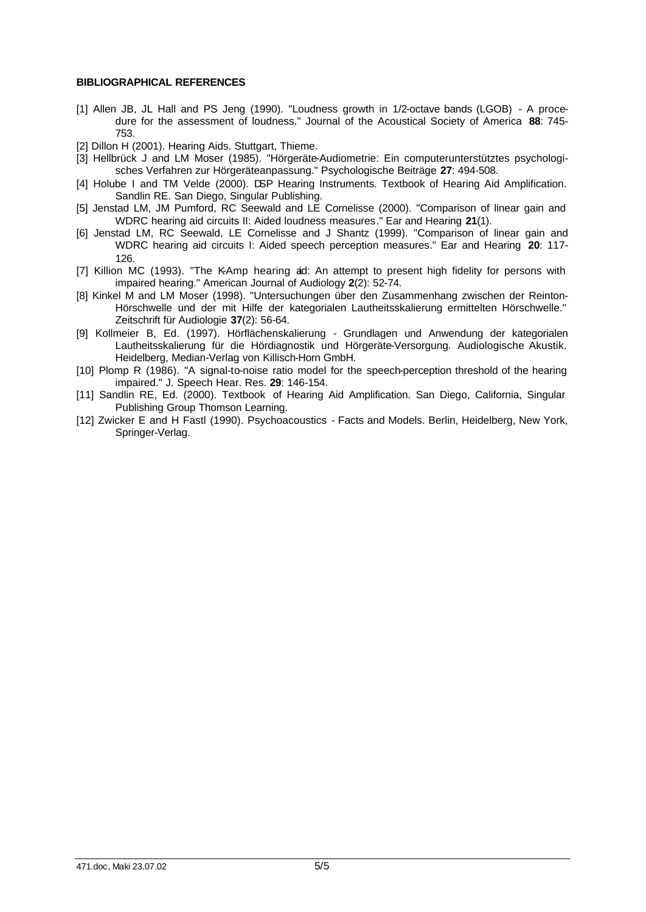**BIBLIOGRAPHICAL REFERENCES**

[1] Allen JB, JL Hall and PS Jeng (1990). "Loudness growth in 1/2-octave bands (LGOB) - A procedure for the assessment of loudness." Journal of the Acoustical Society of America **88**: 745-753.

[2] Dillon H (2001). Hearing Aids. Stuttgart, Thieme.

[3] Hellbrück J and LM Moser (1985). "Hörgeräte-Audiometrie: Ein computerunterstütztes psychologisches Verfahren zur Hörgeräteanpassung." Psychologische Beiträge **27**: 494-508.

[4] Holube I and TM Velde (2000). DSP Hearing Instruments. Textbook of Hearing Aid Amplification. Sandlin RE. San Diego, Singular Publishing.

[5] Jenstad LM, JM Pumford, RC Seewald and LE Cornelisse (2000). "Comparison of linear gain and WDRC hearing aid circuits II: Aided loudness measures." Ear and Hearing **21**(1).

[6] Jenstad LM, RC Seewald, LE Cornelisse and J Shantz (1999). "Comparison of linear gain and WDRC hearing aid circuits I: Aided speech perception measures." Ear and Hearing **20**: 117-126.

[7] Killion MC (1993). "The K-Amp hearing aid: An attempt to present high fidelity for persons with impaired hearing." American Journal of Audiology **2**(2): 52-74.

[8] Kinkel M and LM Moser (1998). "Untersuchungen über den Zusammenhang zwischen der Reinton-Hörschwelle und der mit Hilfe der kategorialen Lautheitsskalierung ermittelten Hörschwelle." Zeitschrift für Audiologie **37**(2): 56-64.

[9] Kollmeier B, Ed. (1997). Hörflächenskalierung - Grundlagen und Anwendung der kategorialen Lautheitsskalierung für die Hördiagnostik und Hörgeräte-Versorgung. Audiologische Akustik. Heidelberg, Median-Verlag von Killisch-Horn GmbH.

[10] Plomp R (1986). "A signal-to-noise ratio model for the speech-perception threshold of the hearing impaired." J. Speech Hear. Res. **29**: 146-154.

[11] Sandlin RE, Ed. (2000). Textbook of Hearing Aid Amplification. San Diego, California, Singular Publishing Group Thomson Learning.

[12] Zwicker E and H Fastl (1990). Psychoacoustics - Facts and Models. Berlin, Heidelberg, New York, Springer-Verlag.